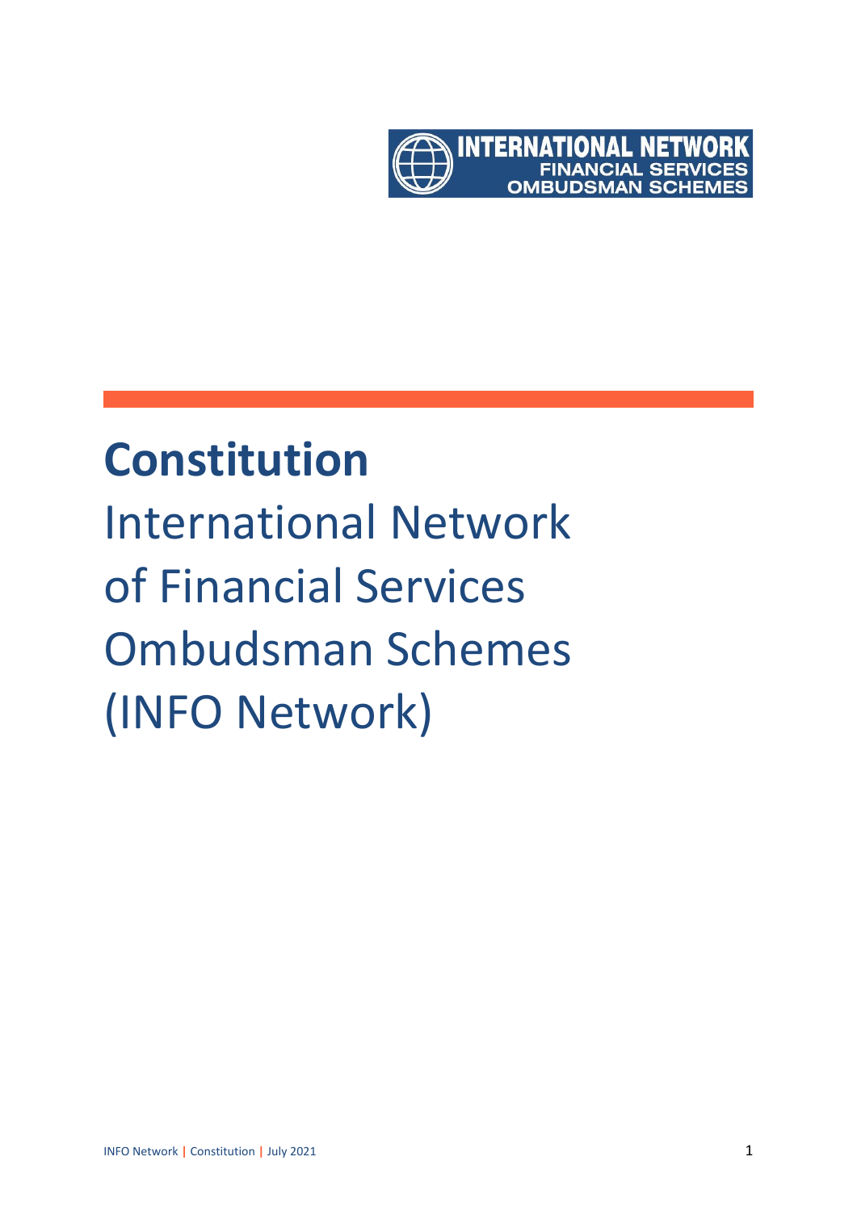INTERNATIONAL NETWORK
FINANCIAL SERVICES
OMBUDSMAN SCHEMES

# Constitution

International Network of Financial Services Ombudsman Schemes (INFO Network)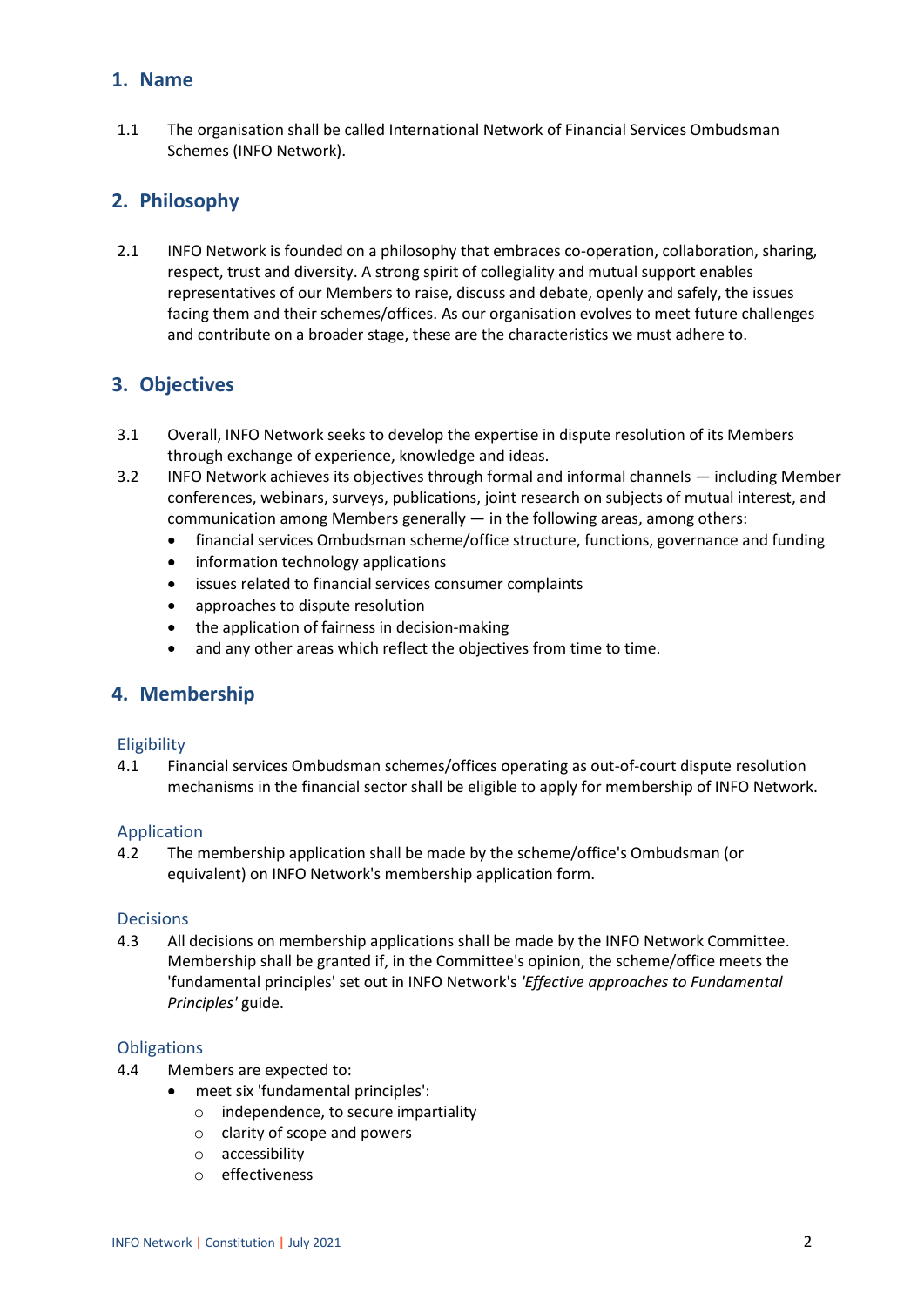## 1. Name

1.1 The organisation shall be called International Network of Financial Services Ombudsman Schemes (INFO Network).

## 2. Philosophy

2.1 INFO Network is founded on a philosophy that embraces co-operation, collaboration, sharing, respect, trust and diversity. A strong spirit of collegiality and mutual support enables representatives of our Members to raise, discuss and debate, openly and safely, the issues facing them and their schemes/offices. As our organisation evolves to meet future challenges and contribute on a broader stage, these are the characteristics we must adhere to.

## 3. Objectives

3.1 Overall, INFO Network seeks to develop the expertise in dispute resolution of its Members through exchange of experience, knowledge and ideas.

3.2 INFO Network achieves its objectives through formal and informal channels — including Member conferences, webinars, surveys, publications, joint research on subjects of mutual interest, and communication among Members generally — in the following areas, among others:

- financial services Ombudsman scheme/office structure, functions, governance and funding
- information technology applications
- issues related to financial services consumer complaints
- approaches to dispute resolution
- the application of fairness in decision-making
- and any other areas which reflect the objectives from time to time.

## 4. Membership

### Eligibility

4.1 Financial services Ombudsman schemes/offices operating as out-of-court dispute resolution mechanisms in the financial sector shall be eligible to apply for membership of INFO Network.

### Application

4.2 The membership application shall be made by the scheme/office's Ombudsman (or equivalent) on INFO Network's membership application form.

### Decisions

4.3 All decisions on membership applications shall be made by the INFO Network Committee. Membership shall be granted if, in the Committee's opinion, the scheme/office meets the 'fundamental principles' set out in INFO Network's *'Effective approaches to Fundamental Principles'* guide.

### Obligations

4.4 Members are expected to:

- meet six 'fundamental principles':
  - independence, to secure impartiality
  - clarity of scope and powers
  - accessibility
  - effectiveness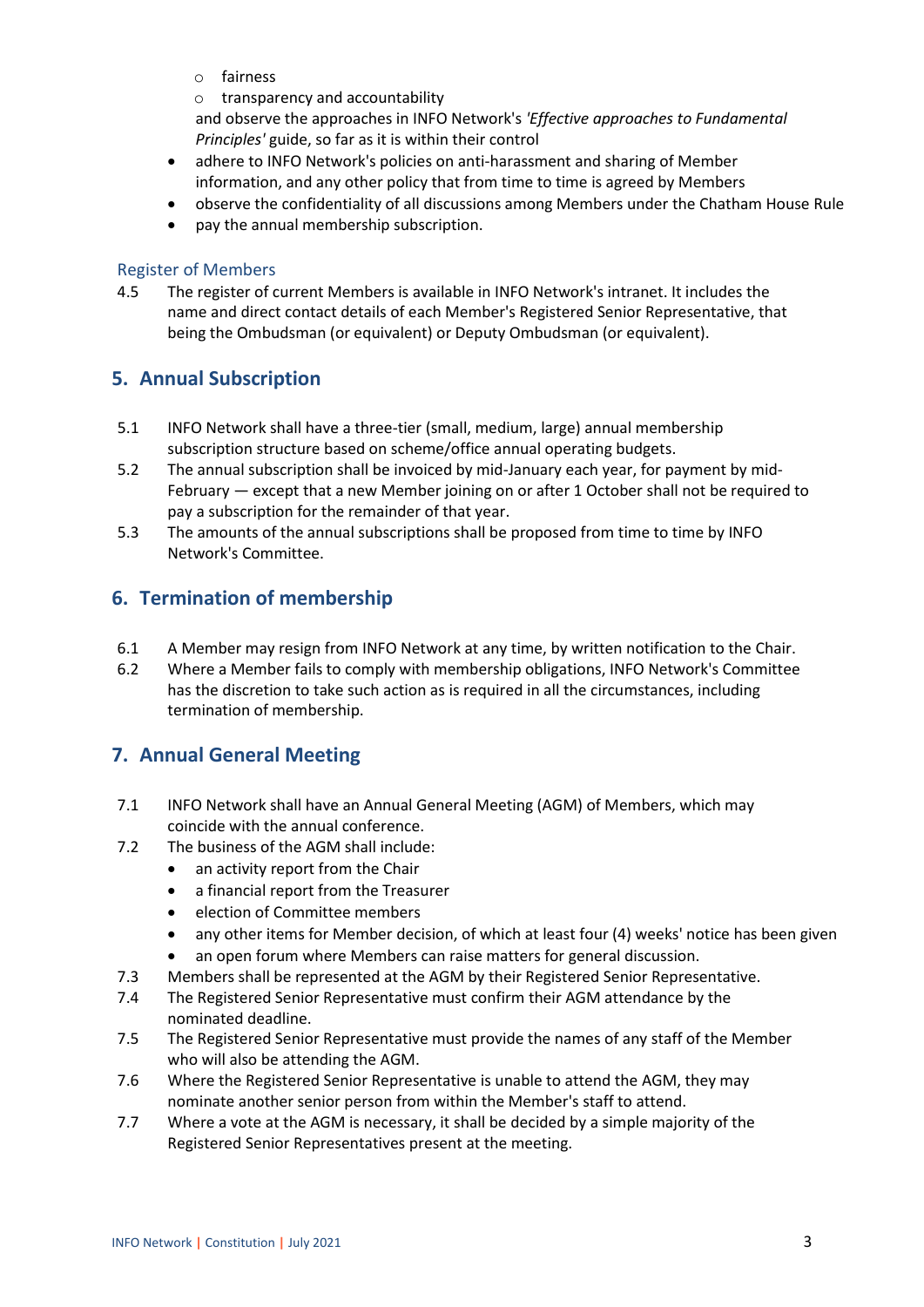- fairness
  - transparency and accountability

  and observe the approaches in INFO Network's *'Effective approaches to Fundamental Principles'* guide, so far as it is within their control

- adhere to INFO Network's policies on anti-harassment and sharing of Member information, and any other policy that from time to time is agreed by Members
- observe the confidentiality of all discussions among Members under the Chatham House Rule
- pay the annual membership subscription.

### Register of Members

4.5 The register of current Members is available in INFO Network's intranet. It includes the name and direct contact details of each Member's Registered Senior Representative, that being the Ombudsman (or equivalent) or Deputy Ombudsman (or equivalent).

## 5. Annual Subscription

5.1 INFO Network shall have a three-tier (small, medium, large) annual membership subscription structure based on scheme/office annual operating budgets.

5.2 The annual subscription shall be invoiced by mid-January each year, for payment by mid-February — except that a new Member joining on or after 1 October shall not be required to pay a subscription for the remainder of that year.

5.3 The amounts of the annual subscriptions shall be proposed from time to time by INFO Network's Committee.

## 6. Termination of membership

6.1 A Member may resign from INFO Network at any time, by written notification to the Chair.

6.2 Where a Member fails to comply with membership obligations, INFO Network's Committee has the discretion to take such action as is required in all the circumstances, including termination of membership.

## 7. Annual General Meeting

7.1 INFO Network shall have an Annual General Meeting (AGM) of Members, which may coincide with the annual conference.

7.2 The business of the AGM shall include:

- an activity report from the Chair
- a financial report from the Treasurer
- election of Committee members
- any other items for Member decision, of which at least four (4) weeks' notice has been given
- an open forum where Members can raise matters for general discussion.

7.3 Members shall be represented at the AGM by their Registered Senior Representative.

7.4 The Registered Senior Representative must confirm their AGM attendance by the nominated deadline.

7.5 The Registered Senior Representative must provide the names of any staff of the Member who will also be attending the AGM.

7.6 Where the Registered Senior Representative is unable to attend the AGM, they may nominate another senior person from within the Member's staff to attend.

7.7 Where a vote at the AGM is necessary, it shall be decided by a simple majority of the Registered Senior Representatives present at the meeting.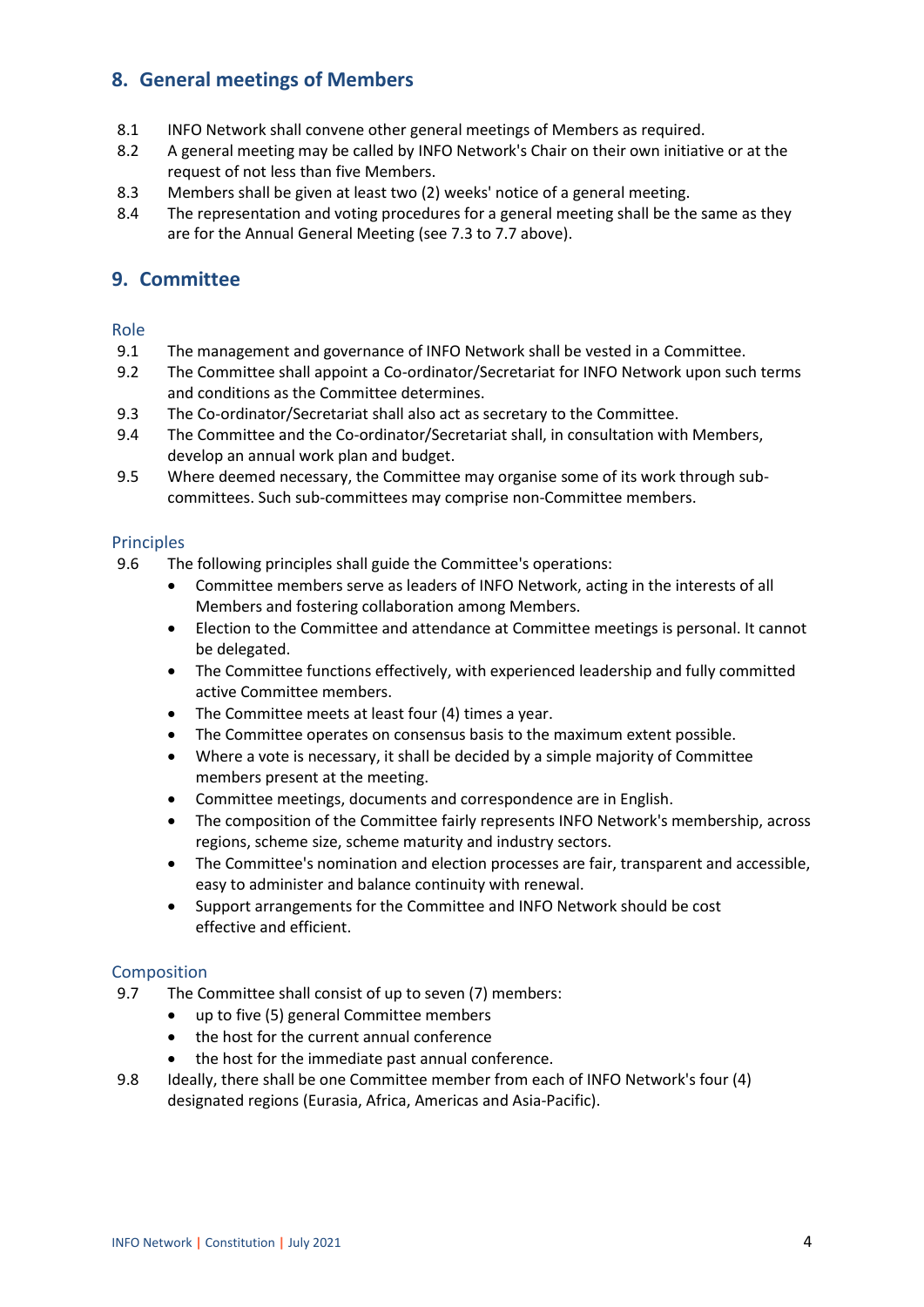## 8. General meetings of Members

8.1 INFO Network shall convene other general meetings of Members as required.

8.2 A general meeting may be called by INFO Network's Chair on their own initiative or at the request of not less than five Members.

8.3 Members shall be given at least two (2) weeks' notice of a general meeting.

8.4 The representation and voting procedures for a general meeting shall be the same as they are for the Annual General Meeting (see 7.3 to 7.7 above).

## 9. Committee

### Role

9.1 The management and governance of INFO Network shall be vested in a Committee.

9.2 The Committee shall appoint a Co-ordinator/Secretariat for INFO Network upon such terms and conditions as the Committee determines.

9.3 The Co-ordinator/Secretariat shall also act as secretary to the Committee.

9.4 The Committee and the Co-ordinator/Secretariat shall, in consultation with Members, develop an annual work plan and budget.

9.5 Where deemed necessary, the Committee may organise some of its work through sub-committees. Such sub-committees may comprise non-Committee members.

### Principles

9.6 The following principles shall guide the Committee's operations:

- Committee members serve as leaders of INFO Network, acting in the interests of all Members and fostering collaboration among Members.
- Election to the Committee and attendance at Committee meetings is personal. It cannot be delegated.
- The Committee functions effectively, with experienced leadership and fully committed active Committee members.
- The Committee meets at least four (4) times a year.
- The Committee operates on consensus basis to the maximum extent possible.
- Where a vote is necessary, it shall be decided by a simple majority of Committee members present at the meeting.
- Committee meetings, documents and correspondence are in English.
- The composition of the Committee fairly represents INFO Network's membership, across regions, scheme size, scheme maturity and industry sectors.
- The Committee's nomination and election processes are fair, transparent and accessible, easy to administer and balance continuity with renewal.
- Support arrangements for the Committee and INFO Network should be cost effective and efficient.

### Composition

9.7 The Committee shall consist of up to seven (7) members:

- up to five (5) general Committee members
- the host for the current annual conference
- the host for the immediate past annual conference.

9.8 Ideally, there shall be one Committee member from each of INFO Network's four (4) designated regions (Eurasia, Africa, Americas and Asia-Pacific).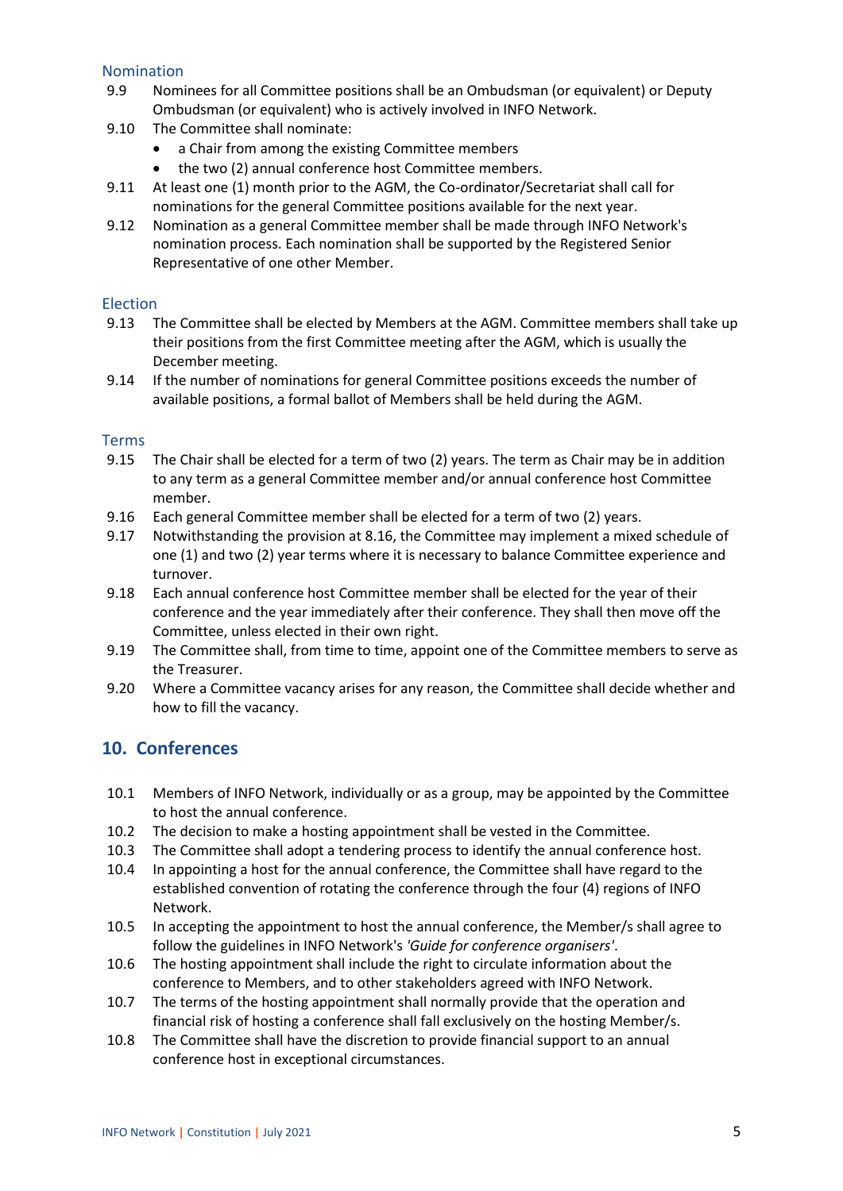### Nomination

9.9 Nominees for all Committee positions shall be an Ombudsman (or equivalent) or Deputy Ombudsman (or equivalent) who is actively involved in INFO Network.

9.10 The Committee shall nominate:

- a Chair from among the existing Committee members
- the two (2) annual conference host Committee members.

9.11 At least one (1) month prior to the AGM, the Co-ordinator/Secretariat shall call for nominations for the general Committee positions available for the next year.

9.12 Nomination as a general Committee member shall be made through INFO Network's nomination process. Each nomination shall be supported by the Registered Senior Representative of one other Member.

### Election

9.13 The Committee shall be elected by Members at the AGM. Committee members shall take up their positions from the first Committee meeting after the AGM, which is usually the December meeting.

9.14 If the number of nominations for general Committee positions exceeds the number of available positions, a formal ballot of Members shall be held during the AGM.

### Terms

9.15 The Chair shall be elected for a term of two (2) years. The term as Chair may be in addition to any term as a general Committee member and/or annual conference host Committee member.

9.16 Each general Committee member shall be elected for a term of two (2) years.

9.17 Notwithstanding the provision at 8.16, the Committee may implement a mixed schedule of one (1) and two (2) year terms where it is necessary to balance Committee experience and turnover.

9.18 Each annual conference host Committee member shall be elected for the year of their conference and the year immediately after their conference. They shall then move off the Committee, unless elected in their own right.

9.19 The Committee shall, from time to time, appoint one of the Committee members to serve as the Treasurer.

9.20 Where a Committee vacancy arises for any reason, the Committee shall decide whether and how to fill the vacancy.

## 10. Conferences

10.1 Members of INFO Network, individually or as a group, may be appointed by the Committee to host the annual conference.

10.2 The decision to make a hosting appointment shall be vested in the Committee.

10.3 The Committee shall adopt a tendering process to identify the annual conference host.

10.4 In appointing a host for the annual conference, the Committee shall have regard to the established convention of rotating the conference through the four (4) regions of INFO Network.

10.5 In accepting the appointment to host the annual conference, the Member/s shall agree to follow the guidelines in INFO Network's *'Guide for conference organisers'*.

10.6 The hosting appointment shall include the right to circulate information about the conference to Members, and to other stakeholders agreed with INFO Network.

10.7 The terms of the hosting appointment shall normally provide that the operation and financial risk of hosting a conference shall fall exclusively on the hosting Member/s.

10.8 The Committee shall have the discretion to provide financial support to an annual conference host in exceptional circumstances.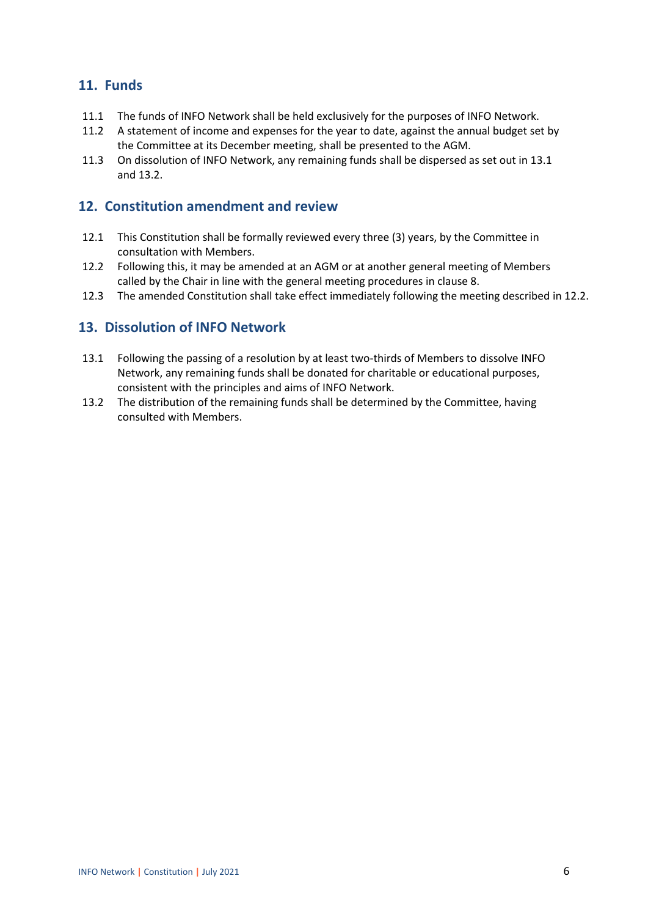## 11. Funds

11.1 The funds of INFO Network shall be held exclusively for the purposes of INFO Network.

11.2 A statement of income and expenses for the year to date, against the annual budget set by the Committee at its December meeting, shall be presented to the AGM.

11.3 On dissolution of INFO Network, any remaining funds shall be dispersed as set out in 13.1 and 13.2.

## 12. Constitution amendment and review

12.1 This Constitution shall be formally reviewed every three (3) years, by the Committee in consultation with Members.

12.2 Following this, it may be amended at an AGM or at another general meeting of Members called by the Chair in line with the general meeting procedures in clause 8.

12.3 The amended Constitution shall take effect immediately following the meeting described in 12.2.

## 13. Dissolution of INFO Network

13.1 Following the passing of a resolution by at least two-thirds of Members to dissolve INFO Network, any remaining funds shall be donated for charitable or educational purposes, consistent with the principles and aims of INFO Network.

13.2 The distribution of the remaining funds shall be determined by the Committee, having consulted with Members.